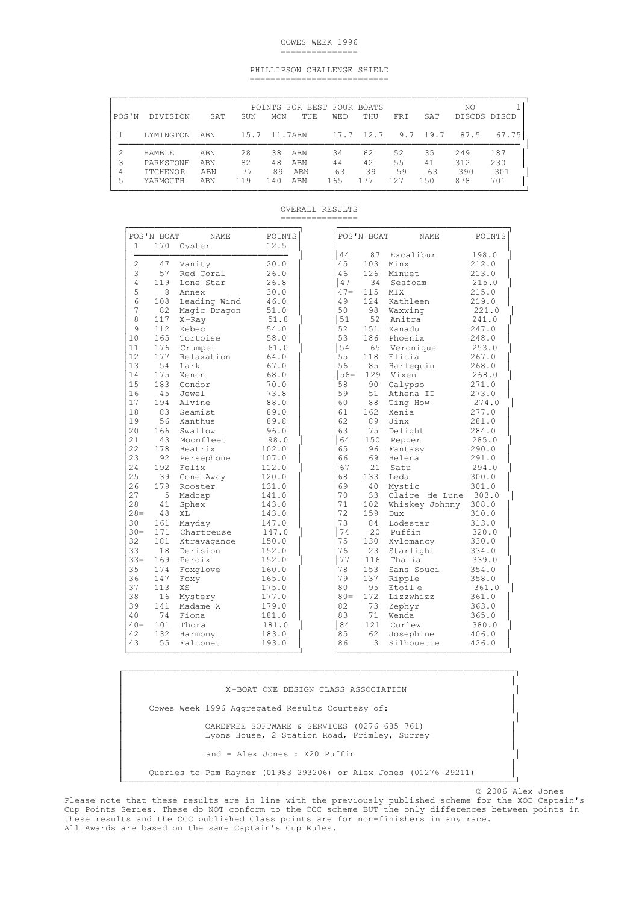# COWES WEEK 1996

## PHILLIPSON CHALLENGE SHIELD

| POS'N | DIVISION | SAT | SUN | MON | TUE | WED | THU | FRI | SAT | NO DISCDS | 1 DISCD |
|---|---|---|---|---|---|---|---|---|---|---|---|
| | | | | POINTS FOR BEST FOUR BOATS | | | | | | | |
| 1 | LYMINGTON | ABN | 15.7 | 11.7 | ABN | 17.7 | 12.7 | 9.7 | 19.7 | 87.5 | 67.75 |
| 2 | HAMBLE | ABN | 28 | 38 | ABN | 34 | 62 | 52 | 35 | 249 | 187 |
| 3 | PARKSTONE | ABN | 82 | 48 | ABN | 44 | 42 | 55 | 41 | 312 | 230 |
| 4 | ITCHENOR | ABN | 77 | 89 | ABN | 63 | 39 | 59 | 63 | 390 | 301 |
| 5 | YARMOUTH | ABN | 119 | 140 | ABN | 165 | 177 | 127 | 150 | 878 | 701 |

## OVERALL RESULTS

| POS'N | BOAT | NAME | POINTS |
|---|---|---|---|
| 1 | 170 | Oyster | 12.5 |
| 2 | 47 | Vanity | 20.0 |
| 3 | 57 | Red Coral | 26.0 |
| 4 | 119 | Lone Star | 26.8 |
| 5 | 8 | Annex | 30.0 |
| 6 | 108 | Leading Wind | 46.0 |
| 7 | 82 | Magic Dragon | 51.0 |
| 8 | 117 | X-Ray | 51.8 |
| 9 | 112 | Xebec | 54.0 |
| 10 | 165 | Tortoise | 58.0 |
| 11 | 176 | Crumpet | 61.0 |
| 12 | 177 | Relaxation | 64.0 |
| 13 | 54 | Lark | 67.0 |
| 14 | 175 | Xenon | 68.0 |
| 15 | 183 | Condor | 70.0 |
| 16 | 45 | Jewel | 73.8 |
| 17 | 194 | Alvine | 88.0 |
| 18 | 83 | Seamist | 89.0 |
| 19 | 56 | Xanthus | 89.8 |
| 20 | 166 | Swallow | 96.0 |
| 21 | 43 | Moonfleet | 98.0 |
| 22 | 178 | Beatrix | 102.0 |
| 23 | 92 | Persephone | 107.0 |
| 24 | 192 | Felix | 112.0 |
| 25 | 39 | Gone Away | 120.0 |
| 26 | 179 | Rooster | 131.0 |
| 27 | 5 | Madcap | 141.0 |
| 28 | 41 | Sphex | 143.0 |
| 28= | 48 | XL | 143.0 |
| 30 | 161 | Mayday | 147.0 |
| 30= | 171 | Chartreuse | 147.0 |
| 32 | 181 | Xtravagance | 150.0 |
| 33 | 18 | Derision | 152.0 |
| 33= | 169 | Perdix | 152.0 |
| 35 | 174 | Foxglove | 160.0 |
| 36 | 147 | Foxy | 165.0 |
| 37 | 113 | XS | 175.0 |
| 38 | 16 | Mystery | 177.0 |
| 39 | 141 | Madame X | 179.0 |
| 40 | 74 | Fiona | 181.0 |
| 40= | 101 | Thora | 181.0 |
| 42 | 132 | Harmony | 183.0 |
| 43 | 55 | Falconet | 193.0 |
| 44 | 87 | Excalibur | 198.0 |
| 45 | 103 | Minx | 212.0 |
| 46 | 126 | Minuet | 213.0 |
| 47 | 34 | Seafoam | 215.0 |
| 47= | 115 | MIX | 215.0 |
| 49 | 124 | Kathleen | 219.0 |
| 50 | 98 | Waxwing | 221.0 |
| 51 | 52 | Anitra | 241.0 |
| 52 | 151 | Xanadu | 247.0 |
| 53 | 186 | Phoenix | 248.0 |
| 54 | 65 | Veronique | 253.0 |
| 55 | 118 | Elicia | 267.0 |
| 56 | 85 | Harlequin | 268.0 |
| 56= | 129 | Vixen | 268.0 |
| 58 | 90 | Calypso | 271.0 |
| 59 | 51 | Athena II | 273.0 |
| 60 | 88 | Ting How | 274.0 |
| 61 | 162 | Xenia | 277.0 |
| 62 | 89 | Jinx | 281.0 |
| 63 | 75 | Delight | 284.0 |
| 64 | 150 | Pepper | 285.0 |
| 65 | 96 | Fantasy | 290.0 |
| 66 | 69 | Helena | 291.0 |
| 67 | 21 | Satu | 294.0 |
| 68 | 133 | Leda | 300.0 |
| 69 | 40 | Mystic | 301.0 |
| 70 | 33 | Claire de Lune | 303.0 |
| 71 | 102 | Whiskey Johnny | 308.0 |
| 72 | 159 | Dux | 310.0 |
| 73 | 84 | Lodestar | 313.0 |
| 74 | 20 | Puffin | 320.0 |
| 75 | 130 | Xylomancy | 330.0 |
| 76 | 23 | Starlight | 334.0 |
| 77 | 116 | Thalia | 339.0 |
| 78 | 153 | Sans Souci | 354.0 |
| 79 | 137 | Ripple | 358.0 |
| 80 | 95 | Etoil e | 361.0 |
| 80= | 172 | Lizzwhizz | 361.0 |
| 82 | 73 | Zephyr | 363.0 |
| 83 | 71 | Wenda | 365.0 |
| 84 | 121 | Curlew | 380.0 |
| 85 | 62 | Josephine | 406.0 |
| 86 | 3 | Silhouette | 426.0 |

X-BOAT ONE DESIGN CLASS ASSOCIATION

Cowes Week 1996 Aggregated Results Courtesy of:

CAREFREE SOFTWARE & SERVICES (0276 685 761)
Lyons House, 2 Station Road, Frimley, Surrey

and - Alex Jones : X20 Puffin

Queries to Pam Rayner (01983 293206) or Alex Jones (01276 29211)

© 2006 Alex Jones

Please note that these results are in line with the previously published scheme for the XOD Captain's Cup Points Series. These do NOT conform to the CCC scheme BUT the only differences between points in these results and the CCC published Class points are for non-finishers in any race.
All Awards are based on the same Captain's Cup Rules.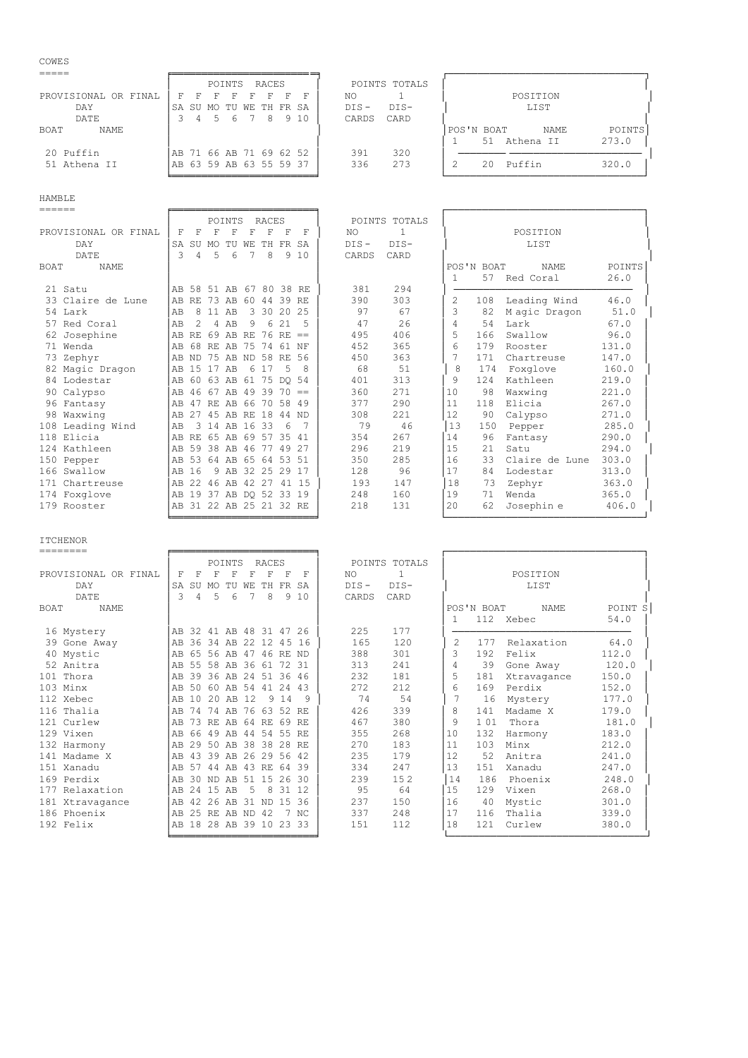## COWES

| BOAT | NAME | F SA 3 | F SU 4 | F MO 5 | F TU 6 | F WE 7 | F TH 8 | F FR 9 | F SA 10 | NO DIS-CARDS | 1 DIS-CARD |
|---|---|---|---|---|---|---|---|---|---|---|---|
| 20 | Puffin | AB | 71 | 66 | AB | 71 | 69 | 62 | 52 | 391 | 320 |
| 51 | Athena II | AB | 63 | 59 | AB | 63 | 55 | 59 | 37 | 336 | 273 |

POINTS RACES: PROVISIONAL OR FINAL / DAY / DATE

**POSITION LIST**

| POS'N | BOAT | NAME | POINTS |
|---|---|---|---|
| 1 | 51 | Athena II | 273.0 |
| 2 | 20 | Puffin | 320.0 |

## HAMBLE

| BOAT | NAME | F SA 3 | F SU 4 | F MO 5 | F TU 6 | F WE 7 | F TH 8 | F FR 9 | F SA 10 | NO DIS-CARDS | 1 DIS-CARD |
|---|---|---|---|---|---|---|---|---|---|---|---|
| 21 | Satu | AB | 58 | 51 | AB | 67 | 80 | 38 | RE | 381 | 294 |
| 33 | Claire de Lune | AB | RE | 73 | AB | 60 | 44 | 39 | RE | 390 | 303 |
| 54 | Lark | AB | 8 | 11 | AB | 3 | 30 | 20 | 25 | 97 | 67 |
| 57 | Red Coral | AB | 2 | 4 | AB | 9 | 6 | 21 | 5 | 47 | 26 |
| 62 | Josephine | AB | RE | 69 | AB | RE | 76 | RE | == | 495 | 406 |
| 71 | Wenda | AB | 68 | RE | AB | 75 | 74 | 61 | NF | 452 | 365 |
| 73 | Zephyr | AB | ND | 75 | AB | ND | 58 | RE | 56 | 450 | 363 |
| 82 | Magic Dragon | AB | 15 | 17 | AB | 6 | 17 | 5 | 8 | 68 | 51 |
| 84 | Lodestar | AB | 60 | 63 | AB | 61 | 75 | DQ | 54 | 401 | 313 |
| 90 | Calypso | AB | 46 | 67 | AB | 49 | 39 | 70 | == | 360 | 271 |
| 96 | Fantasy | AB | 47 | RE | AB | 66 | 70 | 58 | 49 | 377 | 290 |
| 98 | Waxwing | AB | 27 | 45 | AB | RE | 18 | 44 | ND | 308 | 221 |
| 108 | Leading Wind | AB | 3 | 14 | AB | 16 | 33 | 6 | 7 | 79 | 46 |
| 118 | Elicia | AB | RE | 65 | AB | 69 | 57 | 35 | 41 | 354 | 267 |
| 124 | Kathleen | AB | 59 | 38 | AB | 46 | 77 | 49 | 27 | 296 | 219 |
| 150 | Pepper | AB | 53 | 64 | AB | 65 | 64 | 53 | 51 | 350 | 285 |
| 166 | Swallow | AB | 16 | 9 | AB | 32 | 25 | 29 | 17 | 128 | 96 |
| 171 | Chartreuse | AB | 22 | 46 | AB | 42 | 27 | 41 | 15 | 193 | 147 |
| 174 | Foxglove | AB | 19 | 37 | AB | DQ | 52 | 33 | 19 | 248 | 160 |
| 179 | Rooster | AB | 31 | 22 | AB | 25 | 21 | 32 | RE | 218 | 131 |

**POSITION LIST**

| POS'N | BOAT | NAME | POINTS |
|---|---|---|---|
| 1 | 57 | Red Coral | 26.0 |
| 2 | 108 | Leading Wind | 46.0 |
| 3 | 82 | Magic Dragon | 51.0 |
| 4 | 54 | Lark | 67.0 |
| 5 | 166 | Swallow | 96.0 |
| 6 | 179 | Rooster | 131.0 |
| 7 | 171 | Chartreuse | 147.0 |
| 8 | 174 | Foxglove | 160.0 |
| 9 | 124 | Kathleen | 219.0 |
| 10 | 98 | Waxwing | 221.0 |
| 11 | 118 | Elicia | 267.0 |
| 12 | 90 | Calypso | 271.0 |
| 13 | 150 | Pepper | 285.0 |
| 14 | 96 | Fantasy | 290.0 |
| 15 | 21 | Satu | 294.0 |
| 16 | 33 | Claire de Lune | 303.0 |
| 17 | 84 | Lodestar | 313.0 |
| 18 | 73 | Zephyr | 363.0 |
| 19 | 71 | Wenda | 365.0 |
| 20 | 62 | Josephine | 406.0 |

## ITCHENOR

| BOAT | NAME | F SA 3 | F SU 4 | F MO 5 | F TU 6 | F WE 7 | F TH 8 | F FR 9 | F SA 10 | NO DIS-CARDS | 1 DIS-CARD |
|---|---|---|---|---|---|---|---|---|---|---|---|
| 16 | Mystery | AB | 32 | 41 | AB | 48 | 31 | 47 | 26 | 225 | 177 |
| 39 | Gone Away | AB | 36 | 34 | AB | 22 | 12 | 45 | 16 | 165 | 120 |
| 40 | Mystic | AB | 65 | 56 | AB | 47 | 46 | RE | ND | 388 | 301 |
| 52 | Anitra | AB | 55 | 58 | AB | 36 | 61 | 72 | 31 | 313 | 241 |
| 101 | Thora | AB | 39 | 36 | AB | 24 | 51 | 36 | 46 | 232 | 181 |
| 103 | Minx | AB | 50 | 60 | AB | 54 | 41 | 24 | 43 | 272 | 212 |
| 112 | Xebec | AB | 10 | 20 | AB | 12 | 9 | 14 | 9 | 74 | 54 |
| 116 | Thalia | AB | 74 | 74 | AB | 76 | 63 | 52 | RE | 426 | 339 |
| 121 | Curlew | AB | 73 | RE | AB | 64 | RE | 69 | RE | 467 | 380 |
| 129 | Vixen | AB | 66 | 49 | AB | 44 | 54 | 55 | RE | 355 | 268 |
| 132 | Harmony | AB | 29 | 50 | AB | 38 | 38 | 28 | RE | 270 | 183 |
| 141 | Madame X | AB | 43 | 39 | AB | 26 | 29 | 56 | 42 | 235 | 179 |
| 151 | Xanadu | AB | 57 | 44 | AB | 43 | RE | 64 | 39 | 334 | 247 |
| 169 | Perdix | AB | 30 | ND | AB | 51 | 15 | 26 | 30 | 239 | 152 |
| 177 | Relaxation | AB | 24 | 15 | AB | 5 | 8 | 31 | 12 | 95 | 64 |
| 181 | Xtravagance | AB | 42 | 26 | AB | 31 | ND | 15 | 36 | 237 | 150 |
| 186 | Phoenix | AB | 25 | RE | AB | ND | 42 | 7 | NC | 337 | 248 |
| 192 | Felix | AB | 18 | 28 | AB | 39 | 10 | 23 | 33 | 151 | 112 |

**POSITION LIST**

| POS'N | BOAT | NAME | POINTS |
|---|---|---|---|
| 1 | 112 | Xebec | 54.0 |
| 2 | 177 | Relaxation | 64.0 |
| 3 | 192 | Felix | 112.0 |
| 4 | 39 | Gone Away | 120.0 |
| 5 | 181 | Xtravagance | 150.0 |
| 6 | 169 | Perdix | 152.0 |
| 7 | 16 | Mystery | 177.0 |
| 8 | 141 | Madame X | 179.0 |
| 9 | 101 | Thora | 181.0 |
| 10 | 132 | Harmony | 183.0 |
| 11 | 103 | Minx | 212.0 |
| 12 | 52 | Anitra | 241.0 |
| 13 | 151 | Xanadu | 247.0 |
| 14 | 186 | Phoenix | 248.0 |
| 15 | 129 | Vixen | 268.0 |
| 16 | 40 | Mystic | 301.0 |
| 17 | 116 | Thalia | 339.0 |
| 18 | 121 | Curlew | 380.0 |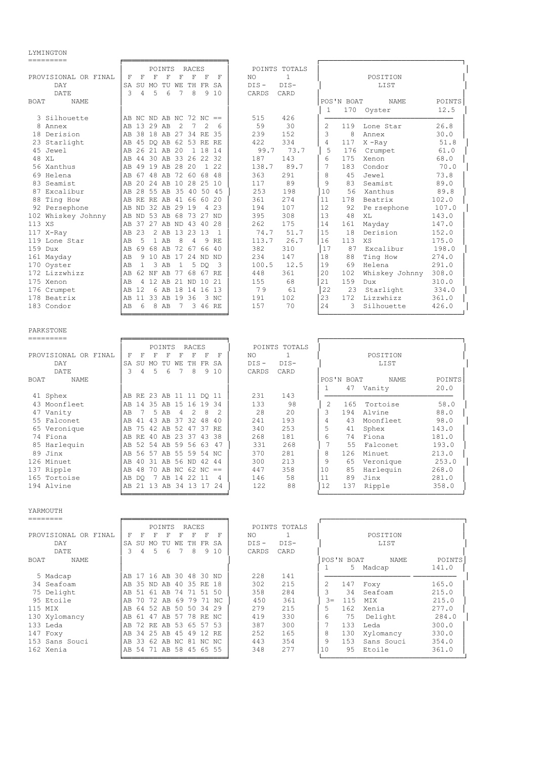## LYMINGTON

| BOAT | NAME | SA 3 | SU 4 | MO 5 | TU 6 | WE 7 | TH 8 | FR 9 | SA 10 | NO DIS-CARDS | 1 DIS-CARD |
|---|---|---|---|---|---|---|---|---|---|---|---|
| | PROVISIONAL OR FINAL | F | F | F | F | F | F | F | F | | |
| 3 | Silhouette | AB | NC | ND | AB | NC | 72 | NC | == | 515 | 426 |
| 8 | Annex | AB | 13 | 29 | AB | 2 | 7 | 2 | 6 | 59 | 30 |
| 18 | Derision | AB | 38 | 18 | AB | 27 | 34 | RE | 35 | 239 | 152 |
| 23 | Starlight | AB | 45 | DQ | AB | 62 | 53 | RE | RE | 422 | 334 |
| 45 | Jewel | AB | 26 | 21 | AB | 20 | 1 | 18 | 14 | 99.7 | 73.7 |
| 48 | XL | AB | 44 | 30 | AB | 33 | 26 | 22 | 32 | 187 | 143 |
| 56 | Xanthus | AB | 49 | 19 | AB | 28 | 20 | 1 | 22 | 138.7 | 89.7 |
| 69 | Helena | AB | 67 | 48 | AB | 72 | 60 | 68 | 48 | 363 | 291 |
| 83 | Seamist | AB | 20 | 24 | AB | 10 | 28 | 25 | 10 | 117 | 89 |
| 87 | Excalibur | AB | 28 | 55 | AB | 35 | 40 | 50 | 45 | 253 | 198 |
| 88 | Ting How | AB | RE | RE | AB | 41 | 66 | 60 | 20 | 361 | 274 |
| 92 | Persephone | AB | ND | 32 | AB | 29 | 19 | 4 | 23 | 194 | 107 |
| 102 | Whiskey Johnny | AB | ND | 53 | AB | 68 | 73 | 27 | ND | 395 | 308 |
| 113 | XS | AB | 37 | 27 | AB | ND | 43 | 40 | 28 | 262 | 175 |
| 117 | X-Ray | AB | 23 | 2 | AB | 13 | 23 | 13 | 1 | 74.7 | 51.7 |
| 119 | Lone Star | AB | 5 | 1 | AB | 8 | 4 | 9 | RE | 113.7 | 26.7 |
| 159 | Dux | AB | 69 | 68 | AB | 72 | 67 | 66 | 40 | 382 | 310 |
| 161 | Mayday | AB | 9 | 10 | AB | 17 | 24 | ND | ND | 234 | 147 |
| 170 | Oyster | AB | 1 | 3 | AB | 1 | 5 | DQ | 3 | 100.5 | 12.5 |
| 172 | Lizzwhizz | AB | 62 | NF | AB | 77 | 68 | 67 | RE | 448 | 361 |
| 175 | Xenon | AB | 4 | 12 | AB | 21 | ND | 10 | 21 | 155 | 68 |
| 176 | Crumpet | AB | 12 | 6 | AB | 18 | 14 | 16 | 13 | 79 | 61 |
| 178 | Beatrix | AB | 11 | 33 | AB | 19 | 36 | 3 | NC | 191 | 102 |
| 183 | Condor | AB | 6 | 8 | AB | 7 | 3 | 46 | RE | 157 | 70 |

POSITION LIST

| POS'N | BOAT | NAME | POINTS |
|---|---|---|---|
| 1 | 170 | Oyster | 12.5 |
| 2 | 119 | Lone Star | 26.8 |
| 3 | 8 | Annex | 30.0 |
| 4 | 117 | X -Ray | 51.8 |
| 5 | 176 | Crumpet | 61.0 |
| 6 | 175 | Xenon | 68.0 |
| 7 | 183 | Condor | 70.0 |
| 8 | 45 | Jewel | 73.8 |
| 9 | 83 | Seamist | 89.0 |
| 10 | 56 | Xanthus | 89.8 |
| 11 | 178 | Beatrix | 102.0 |
| 12 | 92 | Pe rsephone | 107.0 |
| 13 | 48 | XL | 143.0 |
| 14 | 161 | Mayday | 147.0 |
| 15 | 18 | Derision | 152.0 |
| 16 | 113 | XS | 175.0 |
| 17 | 87 | Excalibur | 198.0 |
| 18 | 88 | Ting How | 274.0 |
| 19 | 69 | Helena | 291.0 |
| 20 | 102 | Whiskey Johnny | 308.0 |
| 21 | 159 | Dux | 310.0 |
| 22 | 23 | Starlight | 334.0 |
| 23 | 172 | Lizzwhizz | 361.0 |
| 24 | 3 | Silhouette | 426.0 |

## PARKSTONE

| BOAT | NAME | SA 3 | SU 4 | MO 5 | TU 6 | WE 7 | TH 8 | FR 9 | SA 10 | NO DIS-CARDS | 1 DIS-CARD |
|---|---|---|---|---|---|---|---|---|---|---|---|
| | PROVISIONAL OR FINAL | F | F | F | F | F | F | F | F | | |
| 41 | Sphex | AB | RE | 23 | AB | 11 | 11 | DQ | 11 | 231 | 143 |
| 43 | Moonfleet | AB | 14 | 35 | AB | 15 | 16 | 19 | 34 | 133 | 98 |
| 47 | Vanity | AB | 7 | 5 | AB | 4 | 2 | 8 | 2 | 28 | 20 |
| 55 | Falconet | AB | 41 | 43 | AB | 37 | 32 | 48 | 40 | 241 | 193 |
| 65 | Veronique | AB | 75 | 42 | AB | 52 | 47 | 37 | RE | 340 | 253 |
| 74 | Fiona | AB | RE | 40 | AB | 23 | 37 | 43 | 38 | 268 | 181 |
| 85 | Harlequin | AB | 52 | 54 | AB | 59 | 56 | 63 | 47 | 331 | 268 |
| 89 | Jinx | AB | 56 | 57 | AB | 55 | 59 | 54 | NC | 370 | 281 |
| 126 | Minuet | AB | 40 | 31 | AB | 56 | ND | 42 | 44 | 300 | 213 |
| 137 | Ripple | AB | 48 | 70 | AB | NC | 62 | NC | == | 447 | 358 |
| 165 | Tortoise | AB | DQ | 7 | AB | 14 | 22 | 11 | 4 | 146 | 58 |
| 194 | Alvine | AB | 21 | 13 | AB | 34 | 13 | 17 | 24 | 122 | 88 |

POSITION LIST

| POS'N | BOAT | NAME | POINTS |
|---|---|---|---|
| 1 | 47 | Vanity | 20.0 |
| 2 | 165 | Tortoise | 58.0 |
| 3 | 194 | Alvine | 88.0 |
| 4 | 43 | Moonfleet | 98.0 |
| 5 | 41 | Sphex | 143.0 |
| 6 | 74 | Fiona | 181.0 |
| 7 | 55 | Falconet | 193.0 |
| 8 | 126 | Minuet | 213.0 |
| 9 | 65 | Veronique | 253.0 |
| 10 | 85 | Harlequin | 268.0 |
| 11 | 89 | Jinx | 281.0 |
| 12 | 137 | Ripple | 358.0 |

## YARMOUTH

| BOAT | NAME | SA 3 | SU 4 | MO 5 | TU 6 | WE 7 | TH 8 | FR 9 | SA 10 | NO DIS-CARDS | 1 DIS-CARD |
|---|---|---|---|---|---|---|---|---|---|---|---|
| | PROVISIONAL OR FINAL | F | F | F | F | F | F | F | F | | |
| 5 | Madcap | AB | 17 | 16 | AB | 30 | 48 | 30 | ND | 228 | 141 |
| 34 | Seafoam | AB | 35 | ND | AB | 40 | 35 | RE | 18 | 302 | 215 |
| 75 | Delight | AB | 51 | 61 | AB | 74 | 71 | 51 | 50 | 358 | 284 |
| 95 | Etoile | AB | 70 | 72 | AB | 69 | 79 | 71 | NC | 450 | 361 |
| 115 | MIX | AB | 64 | 52 | AB | 50 | 50 | 34 | 29 | 279 | 215 |
| 130 | Xylomancy | AB | 61 | 47 | AB | 57 | 78 | RE | NC | 419 | 330 |
| 133 | Leda | AB | 72 | RE | AB | 53 | 65 | 57 | 53 | 387 | 300 |
| 147 | Foxy | AB | 34 | 25 | AB | 45 | 49 | 12 | RE | 252 | 165 |
| 153 | Sans Souci | AB | 33 | 62 | AB | NC | 81 | NC | NC | 443 | 354 |
| 162 | Xenia | AB | 54 | 71 | AB | 58 | 45 | 65 | 55 | 348 | 277 |

POSITION LIST

| POS'N | BOAT | NAME | POINTS |
|---|---|---|---|
| 1 | 5 | Madcap | 141.0 |
| 2 | 147 | Foxy | 165.0 |
| 3 | 34 | Seafoam | 215.0 |
| 3= | 115 | MIX | 215.0 |
| 5 | 162 | Xenia | 277.0 |
| 6 | 75 | Delight | 284.0 |
| 7 | 133 | Leda | 300.0 |
| 8 | 130 | Xylomancy | 330.0 |
| 9 | 153 | Sans Souci | 354.0 |
| 10 | 95 | Etoile | 361.0 |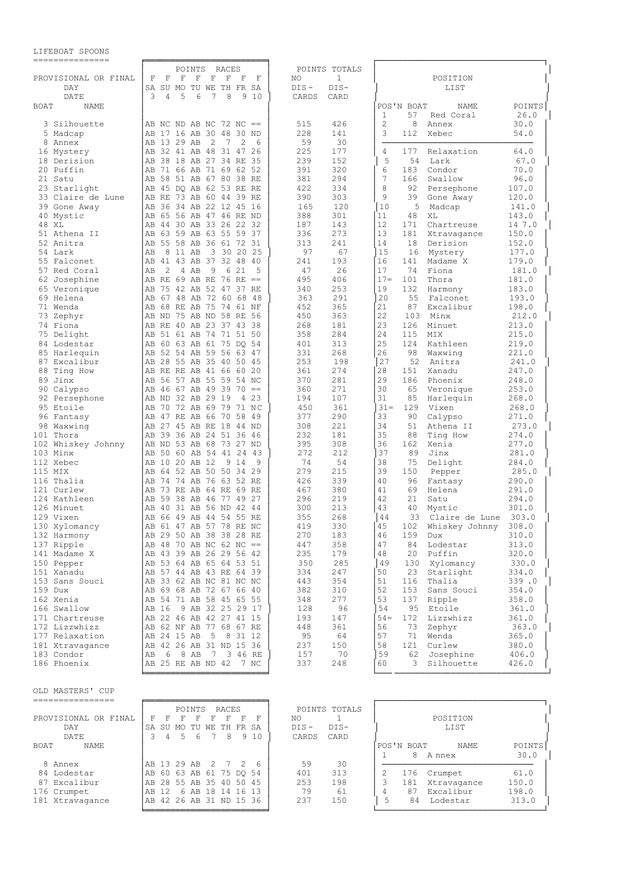## LIFEBOAT SPOONS

PROVISIONAL OR FINAL — POINTS RACES

| BOAT | NAME | F SA 3 | F SU 4 | F MO 5 | F TU 6 | F WE 7 | F TH 8 | F FR 9 | F SA 10 | NO DIS-CARDS | 1 DIS-CARD |
|---|---|---|---|---|---|---|---|---|---|---|---|
| 3 | Silhouette | AB | NC | ND | AB | NC | 72 | NC | == | 515 | 426 |
| 5 | Madcap | AB | 17 | 16 | AB | 30 | 48 | 30 | ND | 228 | 141 |
| 8 | Annex | AB | 13 | 29 | AB | 2 | 7 | 2 | 6 | 59 | 30 |
| 16 | Mystery | AB | 32 | 41 | AB | 48 | 31 | 47 | 26 | 225 | 177 |
| 18 | Derision | AB | 38 | 18 | AB | 27 | 34 | RE | 35 | 239 | 152 |
| 20 | Puffin | AB | 71 | 66 | AB | 71 | 69 | 62 | 52 | 391 | 320 |
| 21 | Satu | AB | 58 | 51 | AB | 67 | 80 | 38 | RE | 381 | 294 |
| 23 | Starlight | AB | 45 | DQ | AB | 62 | 53 | RE | RE | 422 | 334 |
| 33 | Claire de Lune | AB | RE | 73 | AB | 60 | 44 | 39 | RE | 390 | 303 |
| 39 | Gone Away | AB | 36 | 34 | AB | 22 | 12 | 45 | 16 | 165 | 120 |
| 40 | Mystic | AB | 65 | 56 | AB | 47 | 46 | RE | ND | 388 | 301 |
| 48 | XL | AB | 44 | 30 | AB | 33 | 26 | 22 | 32 | 187 | 143 |
| 51 | Athena II | AB | 63 | 59 | AB | 63 | 55 | 59 | 37 | 336 | 273 |
| 52 | Anitra | AB | 55 | 58 | AB | 36 | 61 | 72 | 31 | 313 | 241 |
| 54 | Lark | AB | 8 | 11 | AB | 3 | 30 | 20 | 25 | 97 | 67 |
| 55 | Falconet | AB | 41 | 43 | AB | 37 | 32 | 48 | 40 | 241 | 193 |
| 57 | Red Coral | AB | 2 | 4 | AB | 9 | 6 | 21 | 5 | 47 | 26 |
| 62 | Josephine | AB | RE | 69 | AB | RE | 76 | RE | == | 495 | 406 |
| 65 | Veronique | AB | 75 | 42 | AB | 52 | 47 | 37 | RE | 340 | 253 |
| 69 | Helena | AB | 67 | 48 | AB | 72 | 60 | 68 | 48 | 363 | 291 |
| 71 | Wenda | AB | 68 | RE | AB | 75 | 74 | 61 | NF | 452 | 365 |
| 73 | Zephyr | AB | ND | 75 | AB | ND | 58 | RE | 56 | 450 | 363 |
| 74 | Fiona | AB | RE | 40 | AB | 23 | 37 | 43 | 38 | 268 | 181 |
| 75 | Delight | AB | 51 | 61 | AB | 74 | 71 | 51 | 50 | 358 | 284 |
| 84 | Lodestar | AB | 60 | 63 | AB | 61 | 75 | DQ | 54 | 401 | 313 |
| 85 | Harlequin | AB | 52 | 54 | AB | 59 | 56 | 63 | 47 | 331 | 268 |
| 87 | Excalibur | AB | 28 | 55 | AB | 35 | 40 | 50 | 45 | 253 | 198 |
| 88 | Ting How | AB | RE | RE | AB | 41 | 66 | 60 | 20 | 361 | 274 |
| 89 | Jinx | AB | 56 | 57 | AB | 55 | 59 | 54 | NC | 370 | 281 |
| 90 | Calypso | AB | 46 | 67 | AB | 49 | 39 | 70 | == | 360 | 271 |
| 92 | Persephone | AB | ND | 32 | AB | 29 | 19 | 4 | 23 | 194 | 107 |
| 95 | Etoile | AB | 70 | 72 | AB | 69 | 79 | 71 | NC | 450 | 361 |
| 96 | Fantasy | AB | 47 | RE | AB | 66 | 70 | 58 | 49 | 377 | 290 |
| 98 | Waxwing | AB | 27 | 45 | AB | RE | 18 | 44 | ND | 308 | 221 |
| 101 | Thora | AB | 39 | 36 | AB | 24 | 51 | 36 | 46 | 232 | 181 |
| 102 | Whiskey Johnny | AB | ND | 53 | AB | 68 | 73 | 27 | ND | 395 | 308 |
| 103 | Minx | AB | 50 | 60 | AB | 54 | 41 | 24 | 43 | 272 | 212 |
| 112 | Xebec | AB | 10 | 20 | AB | 12 | 9 | 14 | 9 | 74 | 54 |
| 115 | MIX | AB | 64 | 52 | AB | 50 | 50 | 34 | 29 | 279 | 215 |
| 116 | Thalia | AB | 74 | 74 | AB | 76 | 63 | 52 | RE | 426 | 339 |
| 121 | Curlew | AB | 73 | RE | AB | 64 | RE | 69 | RE | 467 | 380 |
| 124 | Kathleen | AB | 59 | 38 | AB | 46 | 77 | 49 | 27 | 296 | 219 |
| 126 | Minuet | AB | 40 | 31 | AB | 56 | ND | 42 | 44 | 300 | 213 |
| 129 | Vixen | AB | 66 | 49 | AB | 44 | 54 | 55 | RE | 355 | 268 |
| 130 | Xylomancy | AB | 61 | 47 | AB | 57 | 78 | RE | NC | 419 | 330 |
| 132 | Harmony | AB | 29 | 50 | AB | 38 | 38 | 28 | RE | 270 | 183 |
| 137 | Ripple | AB | 48 | 70 | AB | NC | 62 | NC | == | 447 | 358 |
| 141 | Madame X | AB | 43 | 39 | AB | 26 | 29 | 56 | 42 | 235 | 179 |
| 150 | Pepper | AB | 53 | 64 | AB | 65 | 64 | 53 | 51 | 350 | 285 |
| 151 | Xanadu | AB | 57 | 44 | AB | 43 | RE | 64 | 39 | 334 | 247 |
| 153 | Sans Souci | AB | 33 | 62 | AB | NC | 81 | NC | NC | 443 | 354 |
| 159 | Dux | AB | 69 | 68 | AB | 72 | 67 | 66 | 40 | 382 | 310 |
| 162 | Xenia | AB | 54 | 71 | AB | 58 | 45 | 65 | 55 | 348 | 277 |
| 166 | Swallow | AB | 16 | 9 | AB | 32 | 25 | 29 | 17 | 128 | 96 |
| 171 | Chartreuse | AB | 22 | 46 | AB | 42 | 27 | 41 | 15 | 193 | 147 |
| 172 | Lizzwhizz | AB | 62 | NF | AB | 77 | 68 | 67 | RE | 448 | 361 |
| 177 | Relaxation | AB | 24 | 15 | AB | 5 | 8 | 31 | 12 | 95 | 64 |
| 181 | Xtravagance | AB | 42 | 26 | AB | 31 | ND | 15 | 36 | 237 | 150 |
| 183 | Condor | AB | 6 | 8 | AB | 7 | 3 | 46 | RE | 157 | 70 |
| 186 | Phoenix | AB | 25 | RE | AB | ND | 42 | 7 | NC | 337 | 248 |

POSITION LIST

| POS'N | BOAT | NAME | POINTS |
|---|---|---|---|
| 1 | 57 | Red Coral | 26.0 |
| 2 | 8 | Annex | 30.0 |
| 3 | 112 | Xebec | 54.0 |
| 4 | 177 | Relaxation | 64.0 |
| 5 | 54 | Lark | 67.0 |
| 6 | 183 | Condor | 70.0 |
| 7 | 166 | Swallow | 96.0 |
| 8 | 92 | Persephone | 107.0 |
| 9 | 39 | Gone Away | 120.0 |
| 10 | 5 | Madcap | 141.0 |
| 11 | 48 | XL | 143.0 |
| 12 | 171 | Chartreuse | 14 7.0 |
| 13 | 181 | Xtravagance | 150.0 |
| 14 | 18 | Derision | 152.0 |
| 15 | 16 | Mystery | 177.0 |
| 16 | 141 | Madame X | 179.0 |
| 17 | 74 | Fiona | 181.0 |
| 17= | 101 | Thora | 181.0 |
| 19 | 132 | Harmony | 183.0 |
| 20 | 55 | Falconet | 193.0 |
| 21 | 87 | Excalibur | 198.0 |
| 22 | 103 | Minx | 212.0 |
| 23 | 126 | Minuet | 213.0 |
| 24 | 115 | MIX | 215.0 |
| 25 | 124 | Kathleen | 219.0 |
| 26 | 98 | Waxwing | 221.0 |
| 27 | 52 | Anitra | 241.0 |
| 28 | 151 | Xanadu | 247.0 |
| 29 | 186 | Phoenix | 248.0 |
| 30 | 65 | Veronique | 253.0 |
| 31 | 85 | Harlequin | 268.0 |
| 31= | 129 | Vixen | 268.0 |
| 33 | 90 | Calypso | 271.0 |
| 34 | 51 | Athena II | 273.0 |
| 35 | 88 | Ting How | 274.0 |
| 36 | 162 | Xenia | 277.0 |
| 37 | 89 | Jinx | 281.0 |
| 38 | 75 | Delight | 284.0 |
| 39 | 150 | Pepper | 285.0 |
| 40 | 96 | Fantasy | 290.0 |
| 41 | 69 | Helena | 291.0 |
| 42 | 21 | Satu | 294.0 |
| 43 | 40 | Mystic | 301.0 |
| 44 | 33 | Claire de Lune | 303.0 |
| 45 | 102 | Whiskey Johnny | 308.0 |
| 46 | 159 | Dux | 310.0 |
| 47 | 84 | Lodestar | 313.0 |
| 48 | 20 | Puffin | 320.0 |
| 49 | 130 | Xylomancy | 330.0 |
| 50 | 23 | Starlight | 334.0 |
| 51 | 116 | Thalia | 339 .0 |
| 52 | 153 | Sans Souci | 354.0 |
| 53 | 137 | Ripple | 358.0 |
| 54 | 95 | Etoile | 361.0 |
| 54= | 172 | Lizzwhizz | 361.0 |
| 56 | 73 | Zephyr | 363.0 |
| 57 | 71 | Wenda | 365.0 |
| 58 | 121 | Curlew | 380.0 |
| 59 | 62 | Josephine | 406.0 |
| 60 | 3 | Silhouette | 426.0 |

## OLD MASTERS' CUP

PROVISIONAL OR FINAL — POINTS RACES

| BOAT | NAME | F SA 3 | F SU 4 | F MO 5 | F TU 6 | F WE 7 | F TH 8 | F FR 9 | F SA 10 | NO DIS-CARDS | 1 DIS-CARD |
|---|---|---|---|---|---|---|---|---|---|---|---|
| 8 | Annex | AB | 13 | 29 | AB | 2 | 7 | 2 | 6 | 59 | 30 |
| 84 | Lodestar | AB | 60 | 63 | AB | 61 | 75 | DQ | 54 | 401 | 313 |
| 87 | Excalibur | AB | 28 | 55 | AB | 35 | 40 | 50 | 45 | 253 | 198 |
| 176 | Crumpet | AB | 12 | 6 | AB | 18 | 14 | 16 | 13 | 79 | 61 |
| 181 | Xtravagance | AB | 42 | 26 | AB | 31 | ND | 15 | 36 | 237 | 150 |

POSITION LIST

| POS'N | BOAT | NAME | POINTS |
|---|---|---|---|
| 1 | 8 | A nnex | 30.0 |
| 2 | 176 | Crumpet | 61.0 |
| 3 | 181 | Xtravagance | 150.0 |
| 4 | 87 | Excalibur | 198.0 |
| 5 | 84 | Lodestar | 313.0 |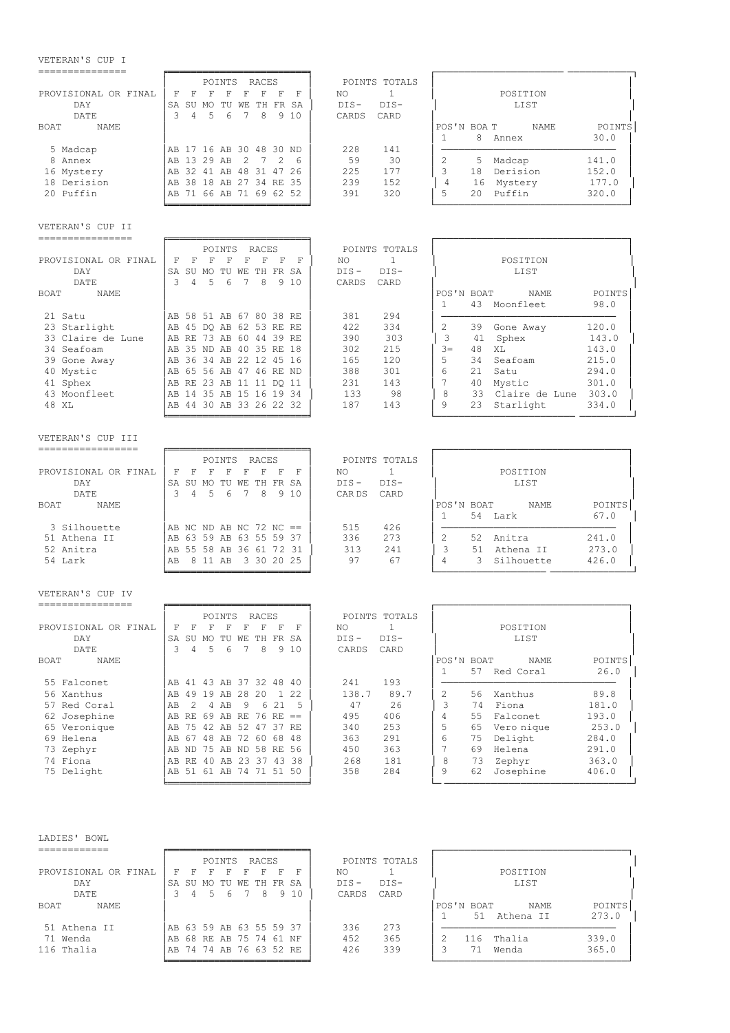## VETERAN'S CUP I

| BOAT | NAME | SA 3 | SU 4 | MO 5 | TU 6 | WE 7 | TH 8 | FR 9 | SA 10 | NO DIS-CARDS | 1 DIS-CARD |
|---|---|---|---|---|---|---|---|---|---|---|---|
| | PROVISIONAL OR FINAL | F | F | F | F | F | F | F | F | | |
| 5 | Madcap | AB | 17 | 16 | AB | 30 | 48 | 30 | ND | 228 | 141 |
| 8 | Annex | AB | 13 | 29 | AB | 2 | 7 | 2 | 6 | 59 | 30 |
| 16 | Mystery | AB | 32 | 41 | AB | 48 | 31 | 47 | 26 | 225 | 177 |
| 18 | Derision | AB | 38 | 18 | AB | 27 | 34 | RE | 35 | 239 | 152 |
| 20 | Puffin | AB | 71 | 66 | AB | 71 | 69 | 62 | 52 | 391 | 320 |

POSITION LIST

| POS'N | BOAT | NAME | POINTS |
|---|---|---|---|
| 1 | 8 | Annex | 30.0 |
| 2 | 5 | Madcap | 141.0 |
| 3 | 18 | Derision | 152.0 |
| 4 | 16 | Mystery | 177.0 |
| 5 | 20 | Puffin | 320.0 |

## VETERAN'S CUP II

| BOAT | NAME | SA 3 | SU 4 | MO 5 | TU 6 | WE 7 | TH 8 | FR 9 | SA 10 | NO DIS-CARDS | 1 DIS-CARD |
|---|---|---|---|---|---|---|---|---|---|---|---|
| | PROVISIONAL OR FINAL | F | F | F | F | F | F | F | F | | |
| 21 | Satu | AB | 58 | 51 | AB | 67 | 80 | 38 | RE | 381 | 294 |
| 23 | Starlight | AB | 45 | DQ | AB | 62 | 53 | RE | RE | 422 | 334 |
| 33 | Claire de Lune | AB | RE | 73 | AB | 60 | 44 | 39 | RE | 390 | 303 |
| 34 | Seafoam | AB | 35 | ND | AB | 40 | 35 | RE | 18 | 302 | 215 |
| 39 | Gone Away | AB | 36 | 34 | AB | 22 | 12 | 45 | 16 | 165 | 120 |
| 40 | Mystic | AB | 65 | 56 | AB | 47 | 46 | RE | ND | 388 | 301 |
| 41 | Sphex | AB | RE | 23 | AB | 11 | 11 | DQ | 11 | 231 | 143 |
| 43 | Moonfleet | AB | 14 | 35 | AB | 15 | 16 | 19 | 34 | 133 | 98 |
| 48 | XL | AB | 44 | 30 | AB | 33 | 26 | 22 | 32 | 187 | 143 |

POSITION LIST

| POS'N | BOAT | NAME | POINTS |
|---|---|---|---|
| 1 | 43 | Moonfleet | 98.0 |
| 2 | 39 | Gone Away | 120.0 |
| 3 | 41 | Sphex | 143.0 |
| 3= | 48 | XL | 143.0 |
| 5 | 34 | Seafoam | 215.0 |
| 6 | 21 | Satu | 294.0 |
| 7 | 40 | Mystic | 301.0 |
| 8 | 33 | Claire de Lune | 303.0 |
| 9 | 23 | Starlight | 334.0 |

## VETERAN'S CUP III

| BOAT | NAME | SA 3 | SU 4 | MO 5 | TU 6 | WE 7 | TH 8 | FR 9 | SA 10 | NO DIS-CARDS | 1 DIS-CARD |
|---|---|---|---|---|---|---|---|---|---|---|---|
| | PROVISIONAL OR FINAL | F | F | F | F | F | F | F | F | | |
| 3 | Silhouette | AB | NC | ND | AB | NC | 72 | NC | == | 515 | 426 |
| 51 | Athena II | AB | 63 | 59 | AB | 63 | 55 | 59 | 37 | 336 | 273 |
| 52 | Anitra | AB | 55 | 58 | AB | 36 | 61 | 72 | 31 | 313 | 241 |
| 54 | Lark | AB | 8 | 11 | AB | 3 | 30 | 20 | 25 | 97 | 67 |

POSITION LIST

| POS'N | BOAT | NAME | POINTS |
|---|---|---|---|
| 1 | 54 | Lark | 67.0 |
| 2 | 52 | Anitra | 241.0 |
| 3 | 51 | Athena II | 273.0 |
| 4 | 3 | Silhouette | 426.0 |

## VETERAN'S CUP IV

| BOAT | NAME | SA 3 | SU 4 | MO 5 | TU 6 | WE 7 | TH 8 | FR 9 | SA 10 | NO DIS-CARDS | 1 DIS-CARD |
|---|---|---|---|---|---|---|---|---|---|---|---|
| | PROVISIONAL OR FINAL | F | F | F | F | F | F | F | F | | |
| 55 | Falconet | AB | 41 | 43 | AB | 37 | 32 | 48 | 40 | 241 | 193 |
| 56 | Xanthus | AB | 49 | 19 | AB | 28 | 20 | 1 | 22 | 138.7 | 89.7 |
| 57 | Red Coral | AB | 2 | 4 | AB | 9 | 6 | 21 | 5 | 47 | 26 |
| 62 | Josephine | AB | RE | 69 | AB | RE | 76 | RE | == | 495 | 406 |
| 65 | Veronique | AB | 75 | 42 | AB | 52 | 47 | 37 | RE | 340 | 253 |
| 69 | Helena | AB | 67 | 48 | AB | 72 | 60 | 68 | 48 | 363 | 291 |
| 73 | Zephyr | AB | ND | 75 | AB | ND | 58 | RE | 56 | 450 | 363 |
| 74 | Fiona | AB | RE | 40 | AB | 23 | 37 | 43 | 38 | 268 | 181 |
| 75 | Delight | AB | 51 | 61 | AB | 74 | 71 | 51 | 50 | 358 | 284 |

POSITION LIST

| POS'N | BOAT | NAME | POINTS |
|---|---|---|---|
| 1 | 57 | Red Coral | 26.0 |
| 2 | 56 | Xanthus | 89.8 |
| 3 | 74 | Fiona | 181.0 |
| 4 | 55 | Falconet | 193.0 |
| 5 | 65 | Vero nique | 253.0 |
| 6 | 75 | Delight | 284.0 |
| 7 | 69 | Helena | 291.0 |
| 8 | 73 | Zephyr | 363.0 |
| 9 | 62 | Josephine | 406.0 |

## LADIES' BOWL

| BOAT | NAME | SA 3 | SU 4 | MO 5 | TU 6 | WE 7 | TH 8 | FR 9 | SA 10 | NO DIS-CARDS | 1 DIS-CARD |
|---|---|---|---|---|---|---|---|---|---|---|---|
| | PROVISIONAL OR FINAL | F | F | F | F | F | F | F | F | | |
| 51 | Athena II | AB | 63 | 59 | AB | 63 | 55 | 59 | 37 | 336 | 273 |
| 71 | Wenda | AB | 68 | RE | AB | 75 | 74 | 61 | NF | 452 | 365 |
| 116 | Thalia | AB | 74 | 74 | AB | 76 | 63 | 52 | RE | 426 | 339 |

POSITION LIST

| POS'N | BOAT | NAME | POINTS |
|---|---|---|---|
| 1 | 51 | Athena II | 273.0 |
| 2 | 116 | Thalia | 339.0 |
| 3 | 71 | Wenda | 365.0 |